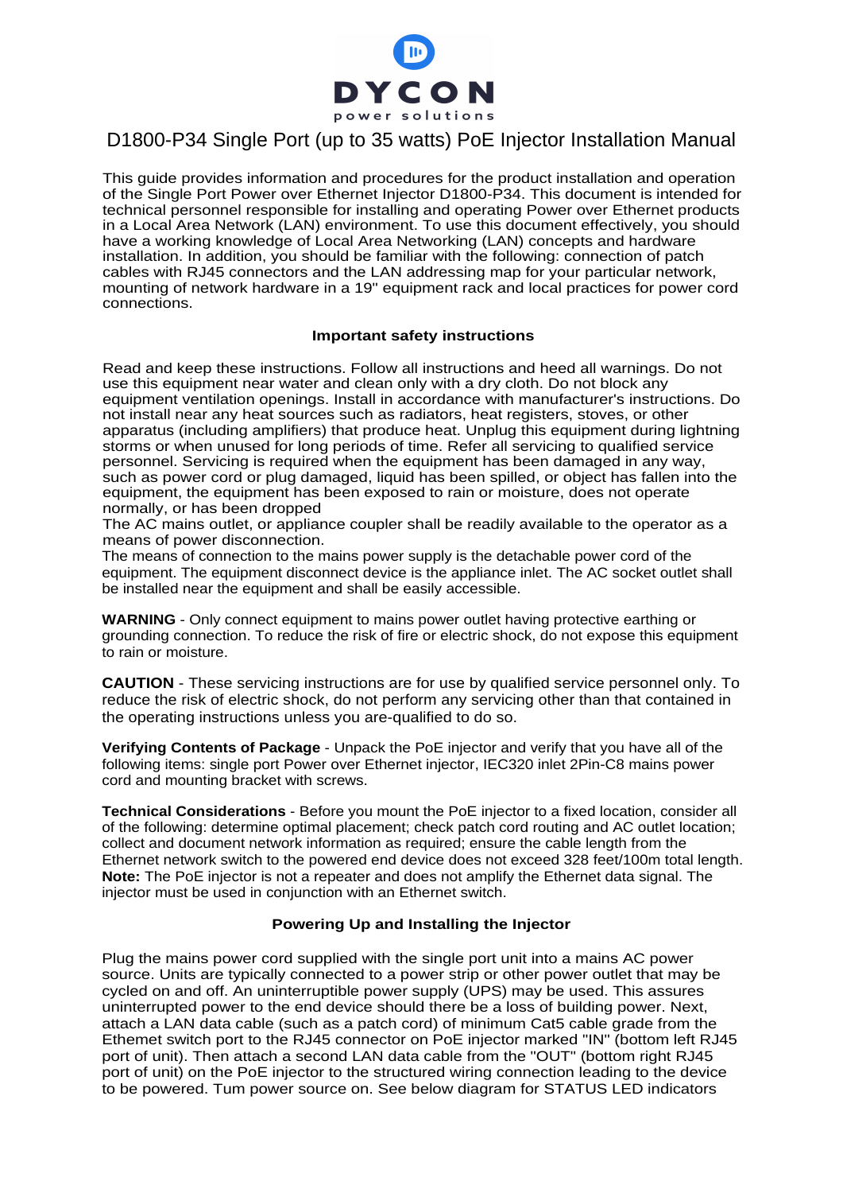DYCON

power solutions

# D1800-P34 Single Port (up to 35 watts) PoE Injector Installation Manual

This guide provides information and procedures for the product installation and operation of the Single Port Power over Ethernet Injector D1800-P34. This document is intended for technical personnel responsible for installing and operating Power over Ethernet products in a Local Area Network (LAN) environment. To use this document effectively, you should have a working knowledge of Local Area Networking (LAN) concepts and hardware installation. In addition, you should be familiar with the following: connection of patch cables with RJ45 connectors and the LAN addressing map for your particular network, mounting of network hardware in a 19" equipment rack and local practices for power cord connections.

## Important safety instructions

Read and keep these instructions. Follow all instructions and heed all warnings. Do not use this equipment near water and clean only with a dry cloth. Do not block any equipment ventilation openings. Install in accordance with manufacturer's instructions. Do not install near any heat sources such as radiators, heat registers, stoves, or other apparatus (including amplifiers) that produce heat. Unplug this equipment during lightning storms or when unused for long periods of time. Refer all servicing to qualified service personnel. Servicing is required when the equipment has been damaged in any way, such as power cord or plug damaged, liquid has been spilled, or object has fallen into the equipment, the equipment has been exposed to rain or moisture, does not operate normally, or has been dropped
The AC mains outlet, or appliance coupler shall be readily available to the operator as a means of power disconnection.
The means of connection to the mains power supply is the detachable power cord of the equipment. The equipment disconnect device is the appliance inlet. The AC socket outlet shall be installed near the equipment and shall be easily accessible.

**WARNING** - Only connect equipment to mains power outlet having protective earthing or grounding connection. To reduce the risk of fire or electric shock, do not expose this equipment to rain or moisture.

**CAUTION** - These servicing instructions are for use by qualified service personnel only. To reduce the risk of electric shock, do not perform any servicing other than that contained in the operating instructions unless you are-qualified to do so.

**Verifying Contents of Package** - Unpack the PoE injector and verify that you have all of the following items: single port Power over Ethernet injector, IEC320 inlet 2Pin-C8 mains power cord and mounting bracket with screws.

**Technical Considerations** - Before you mount the PoE injector to a fixed location, consider all of the following: determine optimal placement; check patch cord routing and AC outlet location; collect and document network information as required; ensure the cable length from the Ethernet network switch to the powered end device does not exceed 328 feet/100m total length. **Note:** The PoE injector is not a repeater and does not amplify the Ethernet data signal. The injector must be used in conjunction with an Ethernet switch.

## Powering Up and Installing the Injector

Plug the mains power cord supplied with the single port unit into a mains AC power source. Units are typically connected to a power strip or other power outlet that may be cycled on and off. An uninterruptible power supply (UPS) may be used. This assures uninterrupted power to the end device should there be a loss of building power. Next, attach a LAN data cable (such as a patch cord) of minimum Cat5 cable grade from the Ethemet switch port to the RJ45 connector on PoE injector marked "IN" (bottom left RJ45 port of unit). Then attach a second LAN data cable from the "OUT" (bottom right RJ45 port of unit) on the PoE injector to the structured wiring connection leading to the device to be powered. Tum power source on. See below diagram for STATUS LED indicators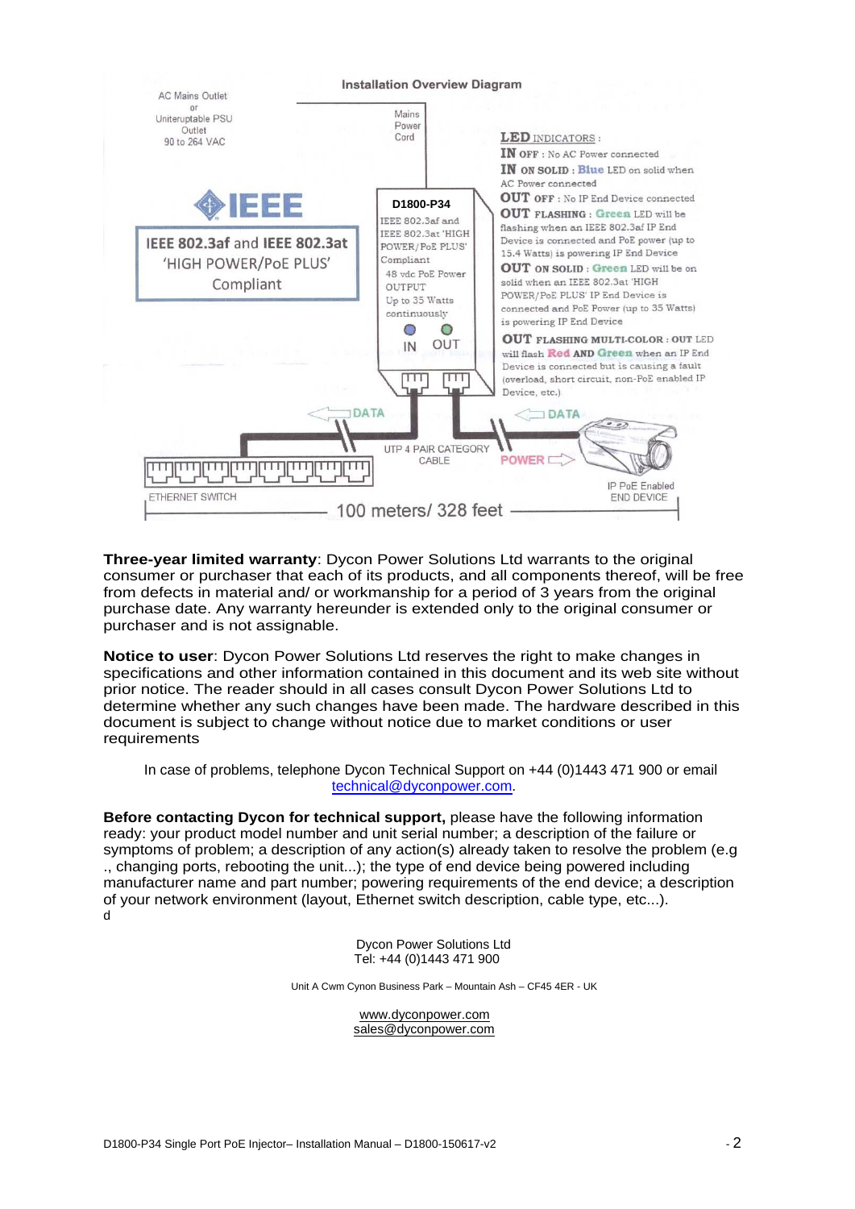## Installation Overview Diagram

AC Mains Outlet
or
Uniteruptable PSU
Outlet
90 to 264 VAC

Mains
Power
Cord

IEEE

IEEE 802.3af and IEEE 802.3at
'HIGH POWER/PoE PLUS'
Compliant

D1800-P34

IEEE 802.3af and IEEE 802.3at 'HIGH POWER/PoE PLUS' Compliant

48 vdc PoE Power OUTPUT
Up to 35 Watts continuously

IN OUT

**LED** INDICATORS:

**IN OFF** : No AC Power connected

**IN ON SOLID** : **Blue** LED on solid when AC Power connected

**OUT OFF** : No IP End Device connected

**OUT FLASHING** : **Green** LED will be flashing when an IEEE 802.3af IP End Device is connected and PoE power (up to 15.4 Watts) is powering IP End Device

**OUT ON SOLID** : **Green** LED will be on solid when an IEEE 802.3at 'HIGH POWER/PoE PLUS' IP End Device is connected and PoE Power (up to 35 Watts) is powering IP End Device

**OUT FLASHING MULTI-COLOR** : **OUT** LED will flash **Red AND Green** when an IP End Device is connected but is causing a fault (overload, short circuit, non-PoE enabled IP Device, etc.)

DATA

DATA

UTP 4 PAIR CATEGORY
CABLE

POWER

ETHERNET SWITCH

IP PoE Enabled
END DEVICE

100 meters/ 328 feet

**Three-year limited warranty**: Dycon Power Solutions Ltd warrants to the original consumer or purchaser that each of its products, and all components thereof, will be free from defects in material and/ or workmanship for a period of 3 years from the original purchase date. Any warranty hereunder is extended only to the original consumer or purchaser and is not assignable.

**Notice to user**: Dycon Power Solutions Ltd reserves the right to make changes in specifications and other information contained in this document and its web site without prior notice. The reader should in all cases consult Dycon Power Solutions Ltd to determine whether any such changes have been made. The hardware described in this document is subject to change without notice due to market conditions or user requirements

In case of problems, telephone Dycon Technical Support on +44 (0)1443 471 900 or email technical@dyconpower.com.

**Before contacting Dycon for technical support,** please have the following information ready: your product model number and unit serial number; a description of the failure or symptoms of problem; a description of any action(s) already taken to resolve the problem (e.g ., changing ports, rebooting the unit...); the type of end device being powered including manufacturer name and part number; powering requirements of the end device; a description of your network environment (layout, Ethernet switch description, cable type, etc...).
d

Dycon Power Solutions Ltd
Tel: +44 (0)1443 471 900

Unit A Cwm Cynon Business Park – Mountain Ash – CF45 4ER - UK

www.dyconpower.com
sales@dyconpower.com